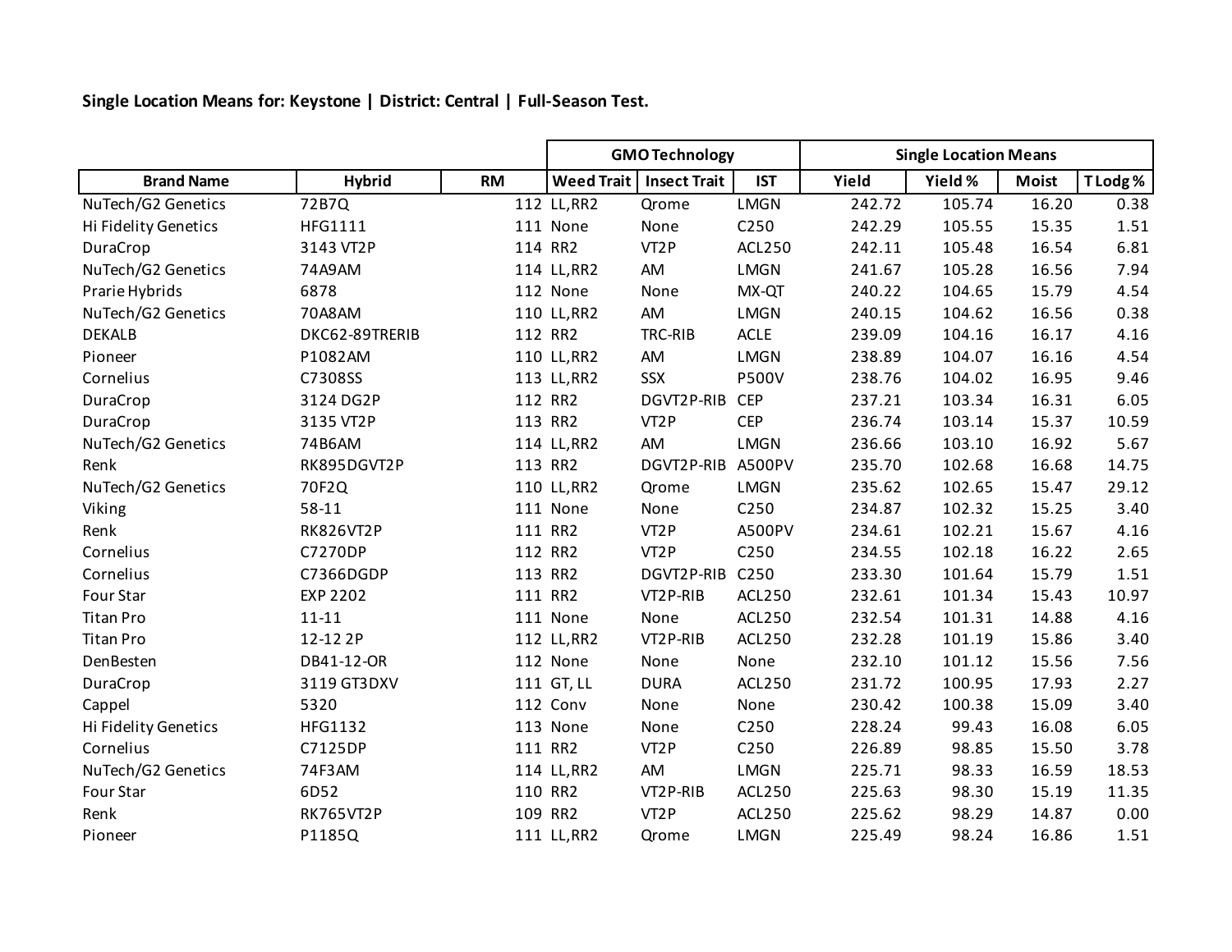**Single Location Means for: Keystone | District: Central | Full-Season Test.**

| | | | GMO Technology | | | Single Location Means | | | |
|---|---|---|---|---|---|---|---|---|---|
| Brand Name | Hybrid | RM | Weed Trait | Insect Trait | IST | Yield | Yield % | Moist | T Lodg % |
| NuTech/G2 Genetics | 72B7Q | 112 | LL,RR2 | Qrome | LMGN | 242.72 | 105.74 | 16.20 | 0.38 |
| Hi Fidelity Genetics | HFG1111 | 111 | None | None | C250 | 242.29 | 105.55 | 15.35 | 1.51 |
| DuraCrop | 3143 VT2P | 114 | RR2 | VT2P | ACL250 | 242.11 | 105.48 | 16.54 | 6.81 |
| NuTech/G2 Genetics | 74A9AM | 114 | LL,RR2 | AM | LMGN | 241.67 | 105.28 | 16.56 | 7.94 |
| Prarie Hybrids | 6878 | 112 | None | None | MX-QT | 240.22 | 104.65 | 15.79 | 4.54 |
| NuTech/G2 Genetics | 70A8AM | 110 | LL,RR2 | AM | LMGN | 240.15 | 104.62 | 16.56 | 0.38 |
| DEKALB | DKC62-89TRERIB | 112 | RR2 | TRC-RIB | ACLE | 239.09 | 104.16 | 16.17 | 4.16 |
| Pioneer | P1082AM | 110 | LL,RR2 | AM | LMGN | 238.89 | 104.07 | 16.16 | 4.54 |
| Cornelius | C7308SS | 113 | LL,RR2 | SSX | P500V | 238.76 | 104.02 | 16.95 | 9.46 |
| DuraCrop | 3124 DG2P | 112 | RR2 | DGVT2P-RIB | CEP | 237.21 | 103.34 | 16.31 | 6.05 |
| DuraCrop | 3135 VT2P | 113 | RR2 | VT2P | CEP | 236.74 | 103.14 | 15.37 | 10.59 |
| NuTech/G2 Genetics | 74B6AM | 114 | LL,RR2 | AM | LMGN | 236.66 | 103.10 | 16.92 | 5.67 |
| Renk | RK895DGVT2P | 113 | RR2 | DGVT2P-RIB | A500PV | 235.70 | 102.68 | 16.68 | 14.75 |
| NuTech/G2 Genetics | 70F2Q | 110 | LL,RR2 | Qrome | LMGN | 235.62 | 102.65 | 15.47 | 29.12 |
| Viking | 58-11 | 111 | None | None | C250 | 234.87 | 102.32 | 15.25 | 3.40 |
| Renk | RK826VT2P | 111 | RR2 | VT2P | A500PV | 234.61 | 102.21 | 15.67 | 4.16 |
| Cornelius | C7270DP | 112 | RR2 | VT2P | C250 | 234.55 | 102.18 | 16.22 | 2.65 |
| Cornelius | C7366DGDP | 113 | RR2 | DGVT2P-RIB | C250 | 233.30 | 101.64 | 15.79 | 1.51 |
| Four Star | EXP 2202 | 111 | RR2 | VT2P-RIB | ACL250 | 232.61 | 101.34 | 15.43 | 10.97 |
| Titan Pro | 11-11 | 111 | None | None | ACL250 | 232.54 | 101.31 | 14.88 | 4.16 |
| Titan Pro | 12-12 2P | 112 | LL,RR2 | VT2P-RIB | ACL250 | 232.28 | 101.19 | 15.86 | 3.40 |
| DenBesten | DB41-12-OR | 112 | None | None | None | 232.10 | 101.12 | 15.56 | 7.56 |
| DuraCrop | 3119 GT3DXV | 111 | GT, LL | DURA | ACL250 | 231.72 | 100.95 | 17.93 | 2.27 |
| Cappel | 5320 | 112 | Conv | None | None | 230.42 | 100.38 | 15.09 | 3.40 |
| Hi Fidelity Genetics | HFG1132 | 113 | None | None | C250 | 228.24 | 99.43 | 16.08 | 6.05 |
| Cornelius | C7125DP | 111 | RR2 | VT2P | C250 | 226.89 | 98.85 | 15.50 | 3.78 |
| NuTech/G2 Genetics | 74F3AM | 114 | LL,RR2 | AM | LMGN | 225.71 | 98.33 | 16.59 | 18.53 |
| Four Star | 6D52 | 110 | RR2 | VT2P-RIB | ACL250 | 225.63 | 98.30 | 15.19 | 11.35 |
| Renk | RK765VT2P | 109 | RR2 | VT2P | ACL250 | 225.62 | 98.29 | 14.87 | 0.00 |
| Pioneer | P1185Q | 111 | LL,RR2 | Qrome | LMGN | 225.49 | 98.24 | 16.86 | 1.51 |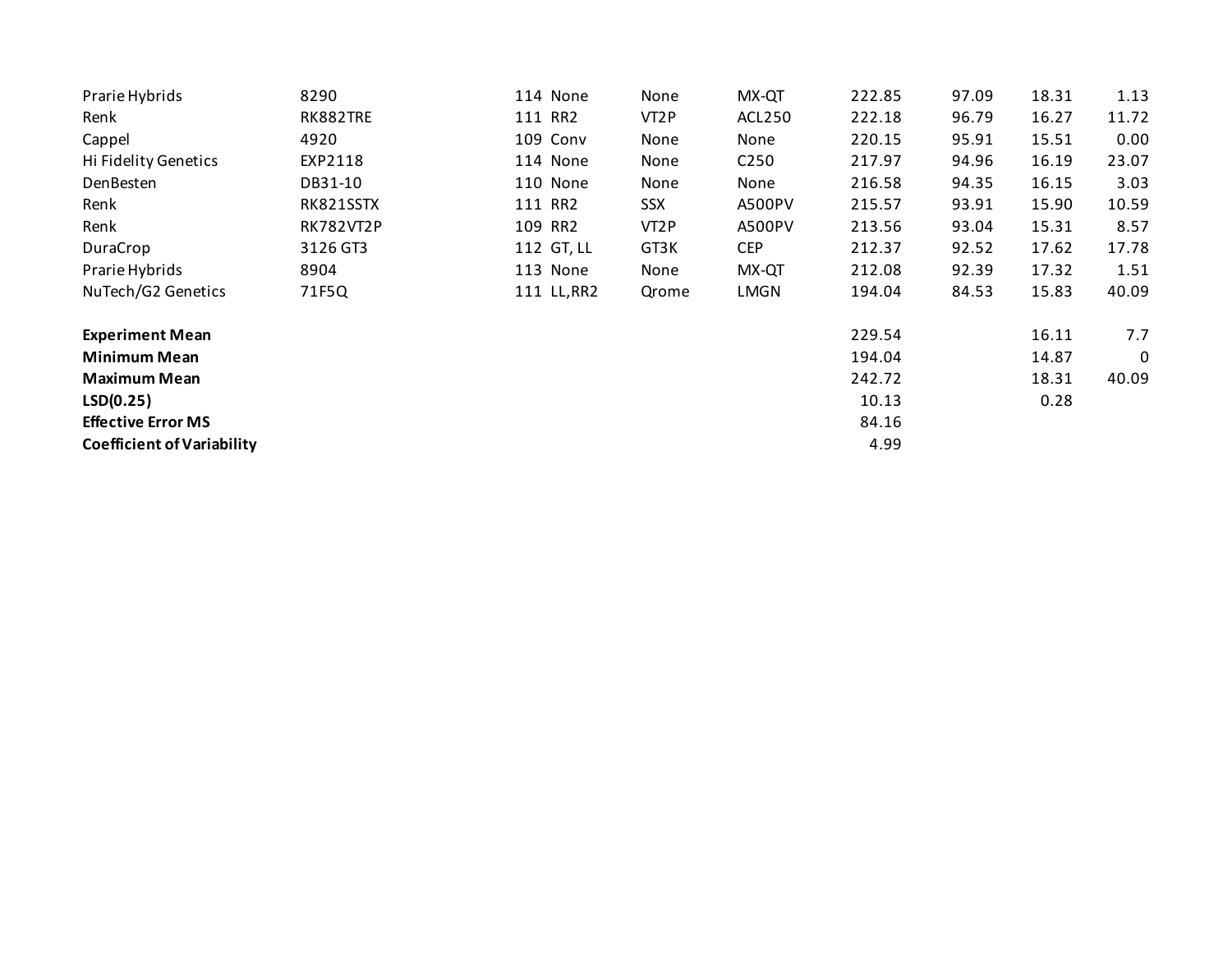| | | | | | | | | | |
|---|---|---|---|---|---|---|---|---|---|
| Prarie Hybrids | 8290 | 114 | None | None | MX-QT | 222.85 | 97.09 | 18.31 | 1.13 |
| Renk | RK882TRE | 111 | RR2 | VT2P | ACL250 | 222.18 | 96.79 | 16.27 | 11.72 |
| Cappel | 4920 | 109 | Conv | None | None | 220.15 | 95.91 | 15.51 | 0.00 |
| Hi Fidelity Genetics | EXP2118 | 114 | None | None | C250 | 217.97 | 94.96 | 16.19 | 23.07 |
| DenBesten | DB31-10 | 110 | None | None | None | 216.58 | 94.35 | 16.15 | 3.03 |
| Renk | RK821SSTX | 111 | RR2 | SSX | A500PV | 215.57 | 93.91 | 15.90 | 10.59 |
| Renk | RK782VT2P | 109 | RR2 | VT2P | A500PV | 213.56 | 93.04 | 15.31 | 8.57 |
| DuraCrop | 3126 GT3 | 112 | GT, LL | GT3K | CEP | 212.37 | 92.52 | 17.62 | 17.78 |
| Prarie Hybrids | 8904 | 113 | None | None | MX-QT | 212.08 | 92.39 | 17.32 | 1.51 |
| NuTech/G2 Genetics | 71F5Q | 111 | LL,RR2 | Qrome | LMGN | 194.04 | 84.53 | 15.83 | 40.09 |
| | | | | | | | | | |
| **Experiment Mean** | | | | | | 229.54 | | 16.11 | 7.7 |
| **Minimum Mean** | | | | | | 194.04 | | 14.87 | 0 |
| **Maximum Mean** | | | | | | 242.72 | | 18.31 | 40.09 |
| **LSD(0.25)** | | | | | | 10.13 | | 0.28 | |
| **Effective Error MS** | | | | | | 84.16 | | | |
| **Coefficient of Variability** | | | | | | 4.99 | | | |